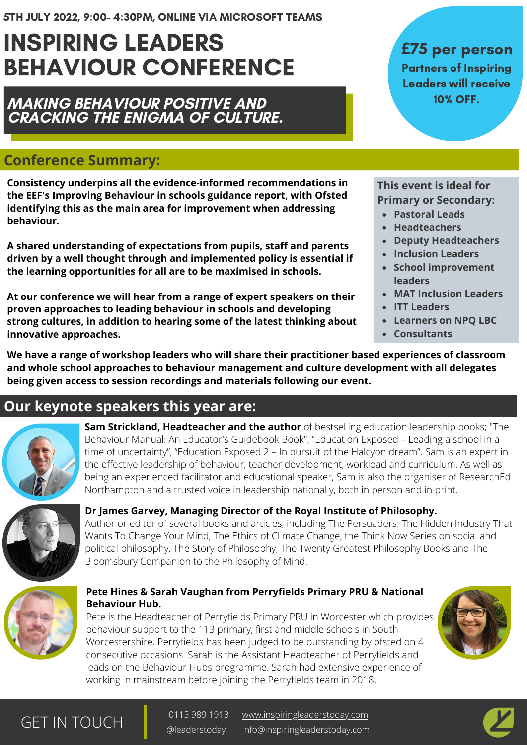5TH JULY 2022, 9:00- 4:30PM, ONLINE VIA MICROSOFT TEAMS

# INSPIRING LEADERS BEHAVIOUR CONFERENCE

***MAKING BEHAVIOUR POSITIVE AND CRACKING THE ENIGMA OF CULTURE.***

**£75 per person**
**Partners of Inspiring Leaders will receive 10% OFF.**

## Conference Summary:

**Consistency underpins all the evidence-informed recommendations in the EEF's Improving Behaviour in schools guidance report, with Ofsted identifying this as the main area for improvement when addressing behaviour.**

**A shared understanding of expectations from pupils, staff and parents driven by a well thought through and implemented policy is essential if the learning opportunities for all are to be maximised in schools.**

**At our conference we will hear from a range of expert speakers on their proven approaches to leading behaviour in schools and developing strong cultures, in addition to hearing some of the latest thinking about innovative approaches.**

**This event is ideal for Primary or Secondary:**

- **Pastoral Leads**
- **Headteachers**
- **Deputy Headteachers**
- **Inclusion Leaders**
- **School improvement leaders**
- **MAT Inclusion Leaders**
- **ITT Leaders**
- **Learners on NPQ LBC**
- **Consultants**

**We have a range of workshop leaders who will share their practitioner based experiences of classroom and whole school approaches to behaviour management and culture development with all delegates being given access to session recordings and materials following our event.**

## Our keynote speakers this year are:

**Sam Strickland, Headteacher and the author** of bestselling education leadership books; "The Behaviour Manual: An Educator's Guidebook Book", "Education Exposed – Leading a school in a time of uncertainty", "Education Exposed 2 – In pursuit of the Halcyon dream". Sam is an expert in the effective leadership of behaviour, teacher development, workload and curriculum. As well as being an experienced facilitator and educational speaker, Sam is also the organiser of ResearchEd Northampton and a trusted voice in leadership nationally, both in person and in print.

**Dr James Garvey, Managing Director of the Royal Institute of Philosophy.**
Author or editor of several books and articles, including The Persuaders: The Hidden Industry That Wants To Change Your Mind, The Ethics of Climate Change, the Think Now Series on social and political philosophy, The Story of Philosophy, The Twenty Greatest Philosophy Books and The Bloomsbury Companion to the Philosophy of Mind.

**Pete Hines & Sarah Vaughan from Perryfields Primary PRU & National Behaviour Hub.**
Pete is the Headteacher of Perryfields Primary PRU in Worcester which provides behaviour support to the 113 primary, first and middle schools in South Worcestershire. Perryfields has been judged to be outstanding by ofsted on 4 consecutive occasions. Sarah is the Assistant Headteacher of Perryfields and leads on the Behaviour Hubs programme. Sarah had extensive experience of working in mainstream before joining the Perryfields team in 2018.

GET IN TOUCH

0115 989 1913
@leaderstoday
www.inspiringleaderstoday.com
info@inspiringleaderstoday.com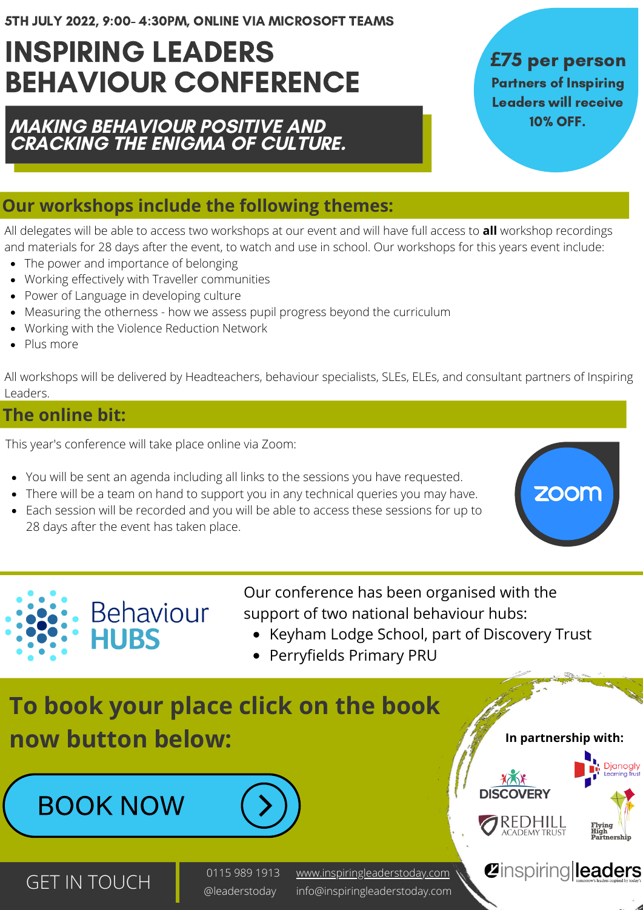5TH JULY 2022, 9:00- 4:30PM, ONLINE VIA MICROSOFT TEAMS

# INSPIRING LEADERS BEHAVIOUR CONFERENCE

***MAKING BEHAVIOUR POSITIVE AND CRACKING THE ENIGMA OF CULTURE.***

**£75 per person**
**Partners of Inspiring Leaders will receive 10% OFF.**

## Our workshops include the following themes:

All delegates will be able to access two workshops at our event and will have full access to **all** workshop recordings and materials for 28 days after the event, to watch and use in school. Our workshops for this years event include:

- The power and importance of belonging
- Working effectively with Traveller communities
- Power of Language in developing culture
- Measuring the otherness - how we assess pupil progress beyond the curriculum
- Working with the Violence Reduction Network
- Plus more

All workshops will be delivered by Headteachers, behaviour specialists, SLEs, ELEs, and consultant partners of Inspiring Leaders.

## The online bit:

This year's conference will take place online via Zoom:

- You will be sent an agenda including all links to the sessions you have requested.
- There will be a team on hand to support you in any technical queries you may have.
- Each session will be recorded and you will be able to access these sessions for up to 28 days after the event has taken place.

zoom

Behaviour HUBS

Our conference has been organised with the support of two national behaviour hubs:

- Keyham Lodge School, part of Discovery Trust
- Perryfields Primary PRU

## To book your place click on the book now button below:

BOOK NOW

**In partnership with:**

DISCOVERY
Djanogly Learning Trust
REDHILL ACADEMY TRUST
Flying High Partnership

inspiring|leaders

GET IN TOUCH

0115 989 1913
@leaderstoday
www.inspiringleaderstoday.com
info@inspiringleaderstoday.com